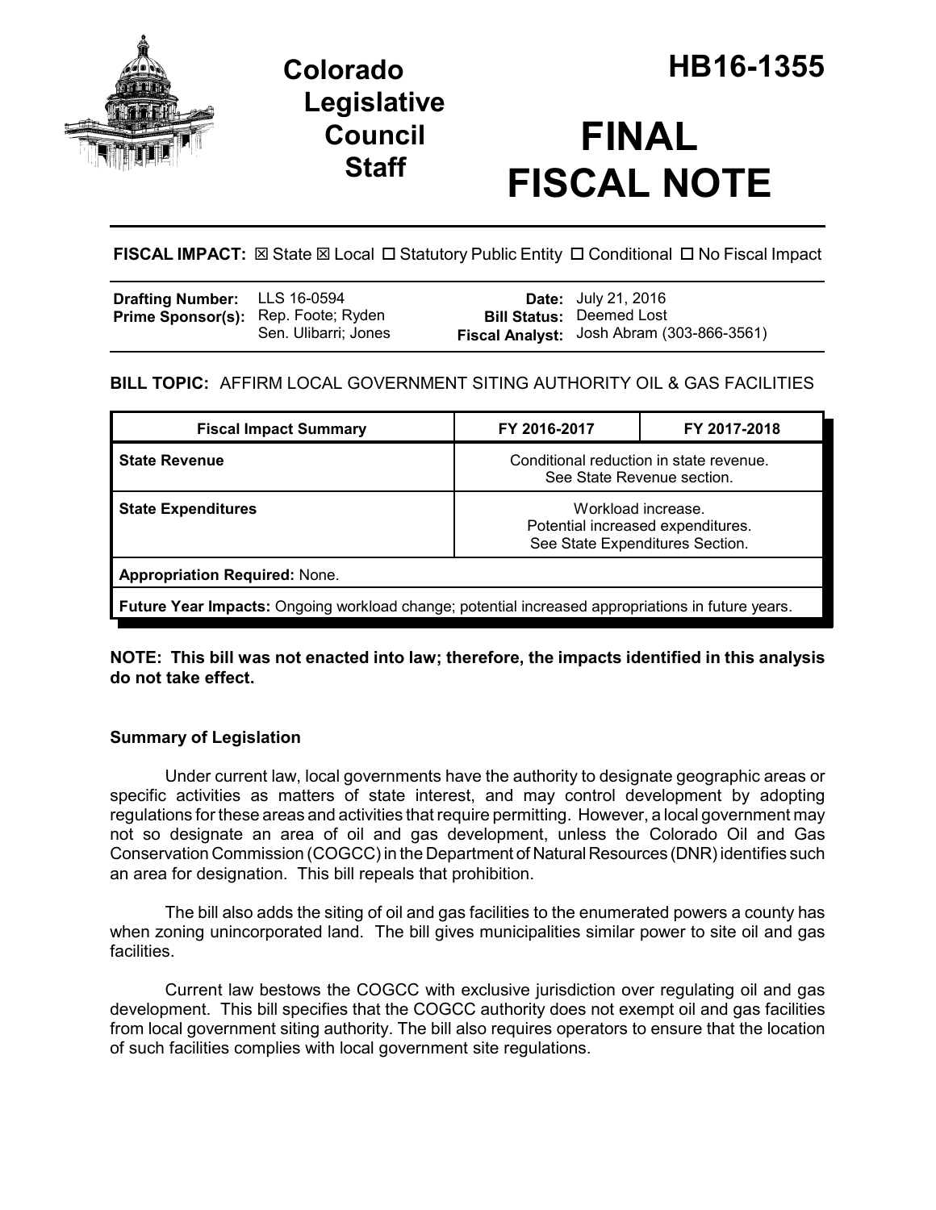# Colorado Legislative Council Staff

# HB16-1355

# FINAL FISCAL NOTE

**FISCAL IMPACT:** ☒ State ☒ Local ☐ Statutory Public Entity ☐ Conditional ☐ No Fiscal Impact

| | | | |
|---|---|---|---|
| **Drafting Number:** | LLS 16-0594 | **Date:** | July 21, 2016 |
| **Prime Sponsor(s):** | Rep. Foote; Ryden<br>Sen. Ulibarri; Jones | **Bill Status:** | Deemed Lost |
| | | **Fiscal Analyst:** | Josh Abram (303-866-3561) |

**BILL TOPIC:** AFFIRM LOCAL GOVERNMENT SITING AUTHORITY OIL & GAS FACILITIES

| Fiscal Impact Summary | FY 2016-2017 | FY 2017-2018 |
|---|---|---|
| **State Revenue** | Conditional reduction in state revenue. See State Revenue section. | |
| **State Expenditures** | Workload increase. Potential increased expenditures. See State Expenditures Section. | |
| **Appropriation Required:** None. | | |
| **Future Year Impacts:** Ongoing workload change; potential increased appropriations in future years. | | |

**NOTE: This bill was not enacted into law; therefore, the impacts identified in this analysis do not take effect.**

### Summary of Legislation

Under current law, local governments have the authority to designate geographic areas or specific activities as matters of state interest, and may control development by adopting regulations for these areas and activities that require permitting. However, a local government may not so designate an area of oil and gas development, unless the Colorado Oil and Gas Conservation Commission (COGCC) in the Department of Natural Resources (DNR) identifies such an area for designation. This bill repeals that prohibition.

The bill also adds the siting of oil and gas facilities to the enumerated powers a county has when zoning unincorporated land. The bill gives municipalities similar power to site oil and gas facilities.

Current law bestows the COGCC with exclusive jurisdiction over regulating oil and gas development. This bill specifies that the COGCC authority does not exempt oil and gas facilities from local government siting authority. The bill also requires operators to ensure that the location of such facilities complies with local government site regulations.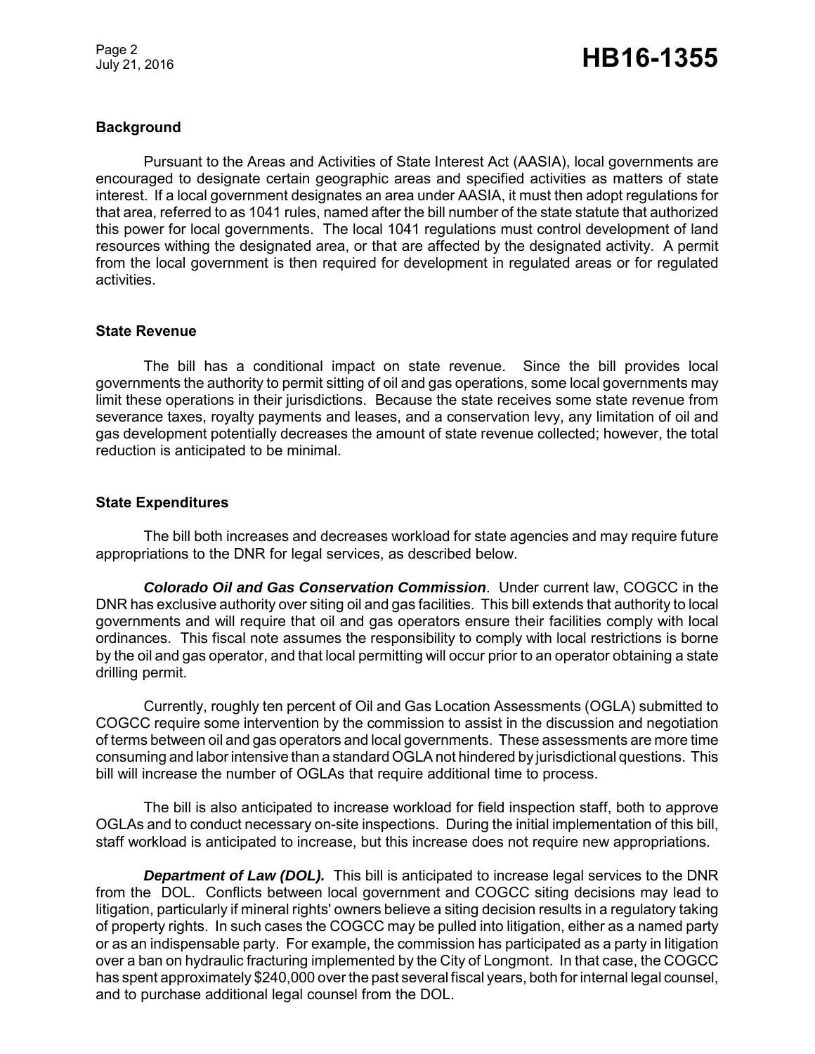## Background

Pursuant to the Areas and Activities of State Interest Act (AASIA), local governments are encouraged to designate certain geographic areas and specified activities as matters of state interest. If a local government designates an area under AASIA, it must then adopt regulations for that area, referred to as 1041 rules, named after the bill number of the state statute that authorized this power for local governments. The local 1041 regulations must control development of land resources withing the designated area, or that are affected by the designated activity. A permit from the local government is then required for development in regulated areas or for regulated activities.

## State Revenue

The bill has a conditional impact on state revenue. Since the bill provides local governments the authority to permit sitting of oil and gas operations, some local governments may limit these operations in their jurisdictions. Because the state receives some state revenue from severance taxes, royalty payments and leases, and a conservation levy, any limitation of oil and gas development potentially decreases the amount of state revenue collected; however, the total reduction is anticipated to be minimal.

## State Expenditures

The bill both increases and decreases workload for state agencies and may require future appropriations to the DNR for legal services, as described below.

***Colorado Oil and Gas Conservation Commission***. Under current law, COGCC in the DNR has exclusive authority over siting oil and gas facilities. This bill extends that authority to local governments and will require that oil and gas operators ensure their facilities comply with local ordinances. This fiscal note assumes the responsibility to comply with local restrictions is borne by the oil and gas operator, and that local permitting will occur prior to an operator obtaining a state drilling permit.

Currently, roughly ten percent of Oil and Gas Location Assessments (OGLA) submitted to COGCC require some intervention by the commission to assist in the discussion and negotiation of terms between oil and gas operators and local governments. These assessments are more time consuming and labor intensive than a standard OGLA not hindered by jurisdictional questions. This bill will increase the number of OGLAs that require additional time to process.

The bill is also anticipated to increase workload for field inspection staff, both to approve OGLAs and to conduct necessary on-site inspections. During the initial implementation of this bill, staff workload is anticipated to increase, but this increase does not require new appropriations.

***Department of Law (DOL).*** This bill is anticipated to increase legal services to the DNR from the DOL. Conflicts between local government and COGCC siting decisions may lead to litigation, particularly if mineral rights' owners believe a siting decision results in a regulatory taking of property rights. In such cases the COGCC may be pulled into litigation, either as a named party or as an indispensable party. For example, the commission has participated as a party in litigation over a ban on hydraulic fracturing implemented by the City of Longmont. In that case, the COGCC has spent approximately $240,000 over the past several fiscal years, both for internal legal counsel, and to purchase additional legal counsel from the DOL.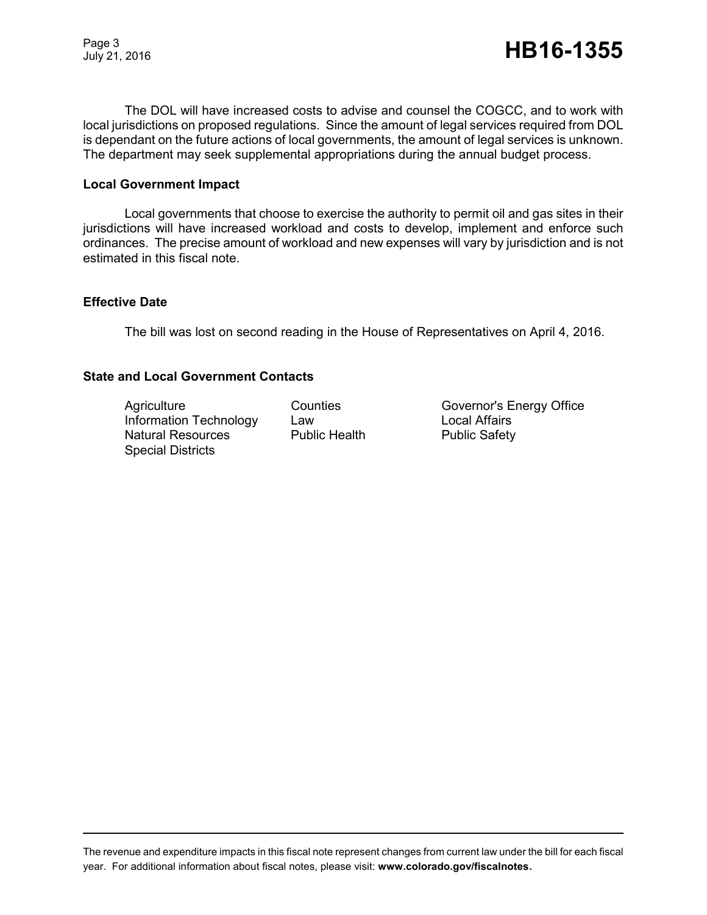The DOL will have increased costs to advise and counsel the COGCC, and to work with local jurisdictions on proposed regulations. Since the amount of legal services required from DOL is dependant on the future actions of local governments, the amount of legal services is unknown. The department may seek supplemental appropriations during the annual budget process.

**Local Government Impact**

Local governments that choose to exercise the authority to permit oil and gas sites in their jurisdictions will have increased workload and costs to develop, implement and enforce such ordinances. The precise amount of workload and new expenses will vary by jurisdiction and is not estimated in this fiscal note.

**Effective Date**

The bill was lost on second reading in the House of Representatives on April 4, 2016.

**State and Local Government Contacts**

| | | |
|---|---|---|
| Agriculture | Counties | Governor's Energy Office |
| Information Technology | Law | Local Affairs |
| Natural Resources | Public Health | Public Safety |
| Special Districts | | |

The revenue and expenditure impacts in this fiscal note represent changes from current law under the bill for each fiscal year. For additional information about fiscal notes, please visit: **www.colorado.gov/fiscalnotes.**